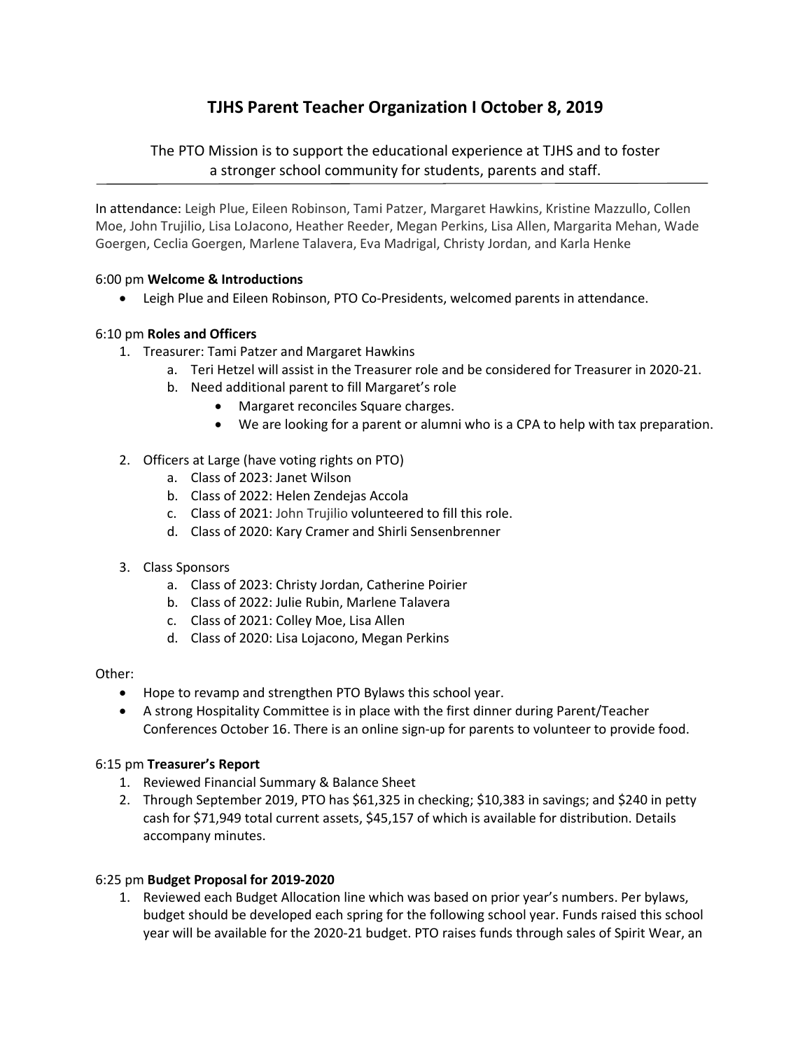# TJHS Parent Teacher Organization I October 8, 2019

The PTO Mission is to support the educational experience at TJHS and to foster a stronger school community for students, parents and staff.

---

In attendance: Leigh Plue, Eileen Robinson, Tami Patzer, Margaret Hawkins, Kristine Mazzullo, Collen Moe, John Trujilio, Lisa LoJacono, Heather Reeder, Megan Perkins, Lisa Allen, Margarita Mehan, Wade Goergen, Ceclia Goergen, Marlene Talavera, Eva Madrigal, Christy Jordan, and Karla Henke

6:00 pm **Welcome & Introductions**

- Leigh Plue and Eileen Robinson, PTO Co-Presidents, welcomed parents in attendance.

6:10 pm **Roles and Officers**

1. Treasurer: Tami Patzer and Margaret Hawkins
    a. Teri Hetzel will assist in the Treasurer role and be considered for Treasurer in 2020-21.
    b. Need additional parent to fill Margaret's role
        - Margaret reconciles Square charges.
        - We are looking for a parent or alumni who is a CPA to help with tax preparation.

2. Officers at Large (have voting rights on PTO)
    a. Class of 2023: Janet Wilson
    b. Class of 2022: Helen Zendejas Accola
    c. Class of 2021: John Trujilio volunteered to fill this role.
    d. Class of 2020: Kary Cramer and Shirli Sensenbrenner

3. Class Sponsors
    a. Class of 2023: Christy Jordan, Catherine Poirier
    b. Class of 2022: Julie Rubin, Marlene Talavera
    c. Class of 2021: Colley Moe, Lisa Allen
    d. Class of 2020: Lisa Lojacono, Megan Perkins

Other:

- Hope to revamp and strengthen PTO Bylaws this school year.
- A strong Hospitality Committee is in place with the first dinner during Parent/Teacher Conferences October 16. There is an online sign-up for parents to volunteer to provide food.

6:15 pm **Treasurer's Report**

1. Reviewed Financial Summary & Balance Sheet
2. Through September 2019, PTO has $61,325 in checking; $10,383 in savings; and $240 in petty cash for $71,949 total current assets, $45,157 of which is available for distribution. Details accompany minutes.

6:25 pm **Budget Proposal for 2019-2020**

1. Reviewed each Budget Allocation line which was based on prior year's numbers. Per bylaws, budget should be developed each spring for the following school year. Funds raised this school year will be available for the 2020-21 budget. PTO raises funds through sales of Spirit Wear, an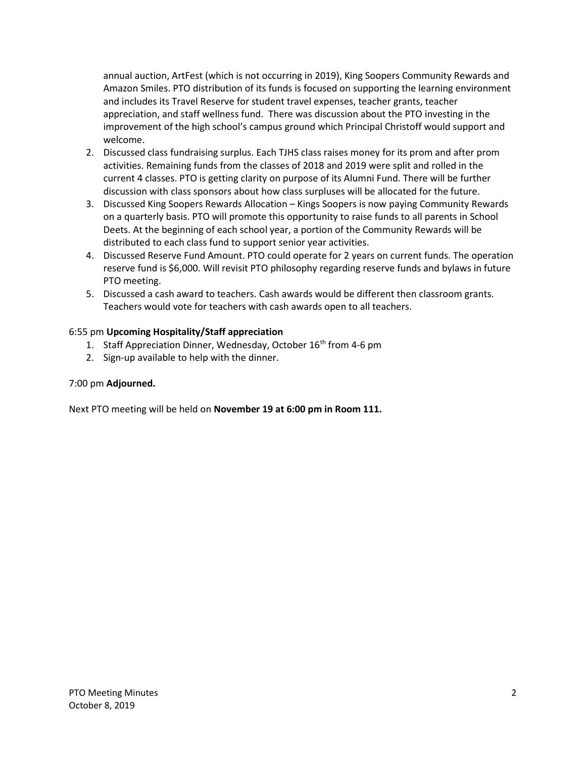annual auction, ArtFest (which is not occurring in 2019), King Soopers Community Rewards and Amazon Smiles. PTO distribution of its funds is focused on supporting the learning environment and includes its Travel Reserve for student travel expenses, teacher grants, teacher appreciation, and staff wellness fund. There was discussion about the PTO investing in the improvement of the high school's campus ground which Principal Christoff would support and welcome.

2. Discussed class fundraising surplus. Each TJHS class raises money for its prom and after prom activities. Remaining funds from the classes of 2018 and 2019 were split and rolled in the current 4 classes. PTO is getting clarity on purpose of its Alumni Fund. There will be further discussion with class sponsors about how class surpluses will be allocated for the future.
3. Discussed King Soopers Rewards Allocation – Kings Soopers is now paying Community Rewards on a quarterly basis. PTO will promote this opportunity to raise funds to all parents in School Deets. At the beginning of each school year, a portion of the Community Rewards will be distributed to each class fund to support senior year activities.
4. Discussed Reserve Fund Amount. PTO could operate for 2 years on current funds. The operation reserve fund is $6,000. Will revisit PTO philosophy regarding reserve funds and bylaws in future PTO meeting.
5. Discussed a cash award to teachers. Cash awards would be different then classroom grants. Teachers would vote for teachers with cash awards open to all teachers.

6:55 pm **Upcoming Hospitality/Staff appreciation**

1. Staff Appreciation Dinner, Wednesday, October 16th from 4-6 pm
2. Sign-up available to help with the dinner.

7:00 pm **Adjourned.**

Next PTO meeting will be held on **November 19 at 6:00 pm in Room 111.**